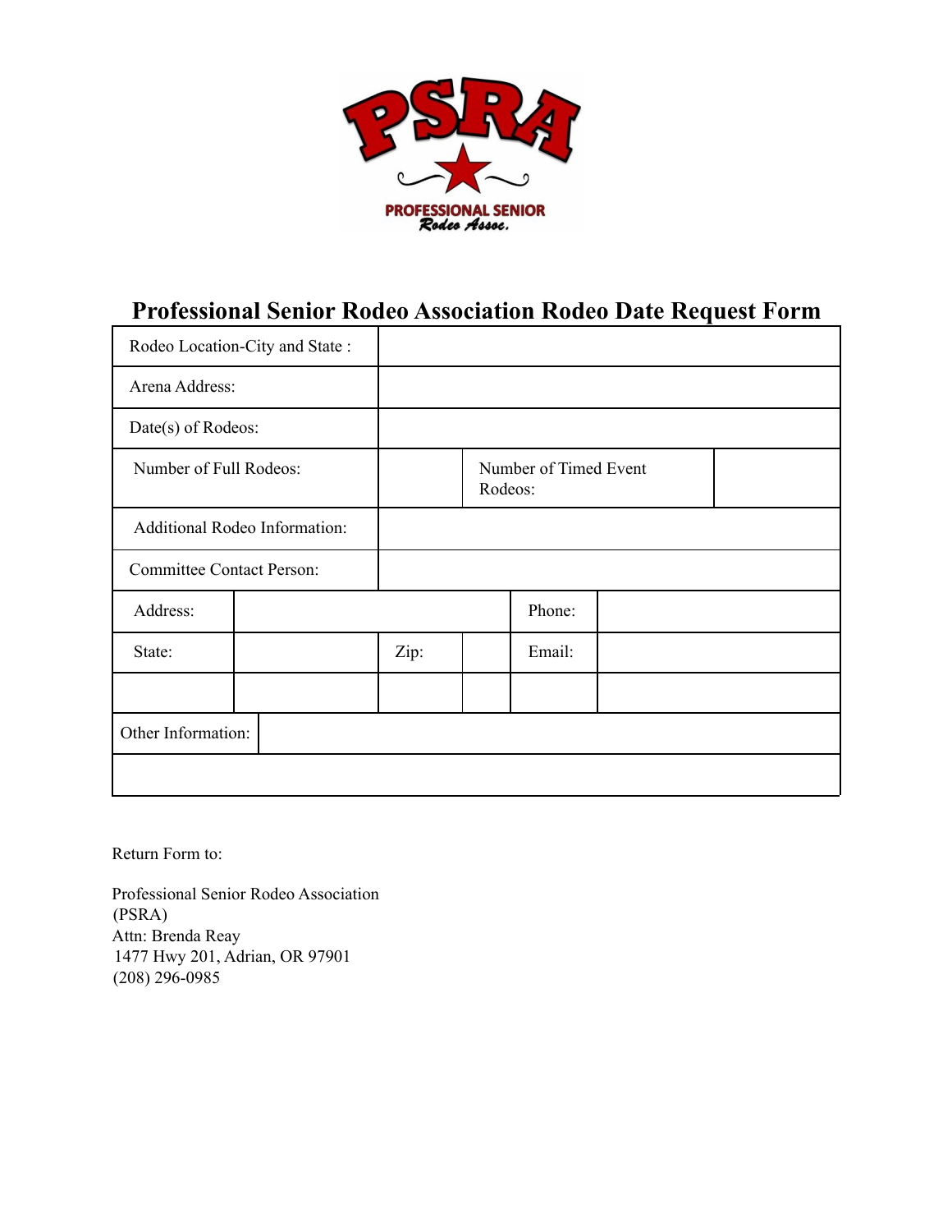PSRA

PROFESSIONAL SENIOR
Rodeo Assoc.

# Professional Senior Rodeo Association Rodeo Date Request Form

| | | | | | |
|---|---|---|---|---|---|
| Rodeo Location-City and State : | | | | | |
| Arena Address: | | | | | |
| Date(s) of Rodeos: | | | | | |
| Number of Full Rodeos: | | | Number of Timed Event Rodeos: | | |
| Additional Rodeo Information: | | | | | |
| Committee Contact Person: | | | | | |
| Address: | | | | Phone: | |
| State: | | Zip: | | Email: | |
| | | | | | |
| Other Information: | | | | | |
| | | | | | |

Return Form to:

Professional Senior Rodeo Association
(PSRA)
Attn: Brenda Reay
1477 Hwy 201, Adrian, OR 97901
(208) 296-0985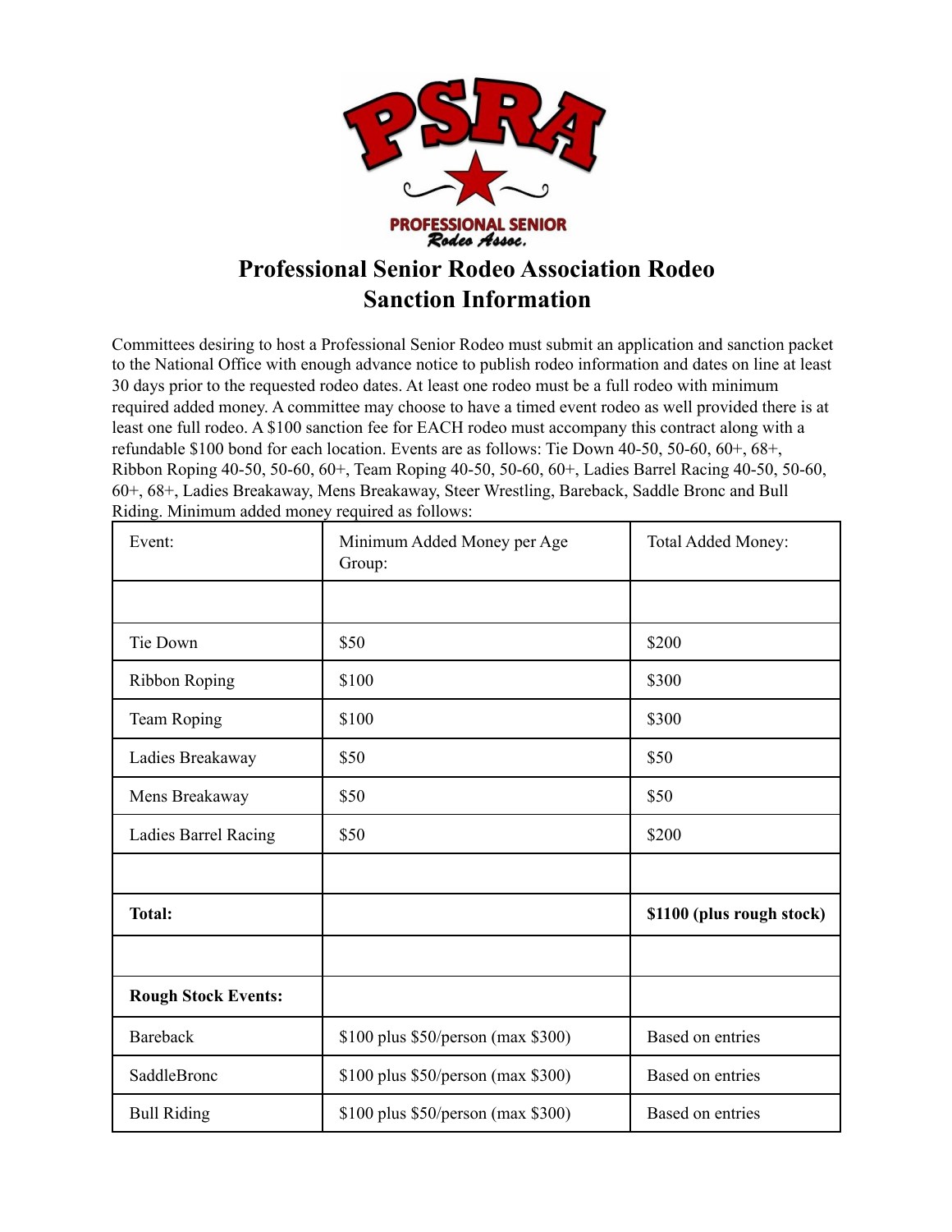# Professional Senior Rodeo Association Rodeo Sanction Information

Committees desiring to host a Professional Senior Rodeo must submit an application and sanction packet to the National Office with enough advance notice to publish rodeo information and dates on line at least 30 days prior to the requested rodeo dates. At least one rodeo must be a full rodeo with minimum required added money. A committee may choose to have a timed event rodeo as well provided there is at least one full rodeo. A $100 sanction fee for EACH rodeo must accompany this contract along with a refundable $100 bond for each location. Events are as follows: Tie Down 40-50, 50-60, 60+, 68+, Ribbon Roping 40-50, 50-60, 60+, Team Roping 40-50, 50-60, 60+, Ladies Barrel Racing 40-50, 50-60, 60+, 68+, Ladies Breakaway, Mens Breakaway, Steer Wrestling, Bareback, Saddle Bronc and Bull Riding. Minimum added money required as follows:

| Event: | Minimum Added Money per Age Group: | Total Added Money: |
|---|---|---|
| | | |
| Tie Down | $50 | $200 |
| Ribbon Roping | $100 | $300 |
| Team Roping | $100 | $300 |
| Ladies Breakaway | $50 | $50 |
| Mens Breakaway | $50 | $50 |
| Ladies Barrel Racing | $50 | $200 |
| | | |
| **Total:** | | **$1100 (plus rough stock)** |
| | | |
| **Rough Stock Events:** | | |
| Bareback | $100 plus $50/person (max $300) | Based on entries |
| SaddleBronc | $100 plus $50/person (max $300) | Based on entries |
| Bull Riding | $100 plus $50/person (max $300) | Based on entries |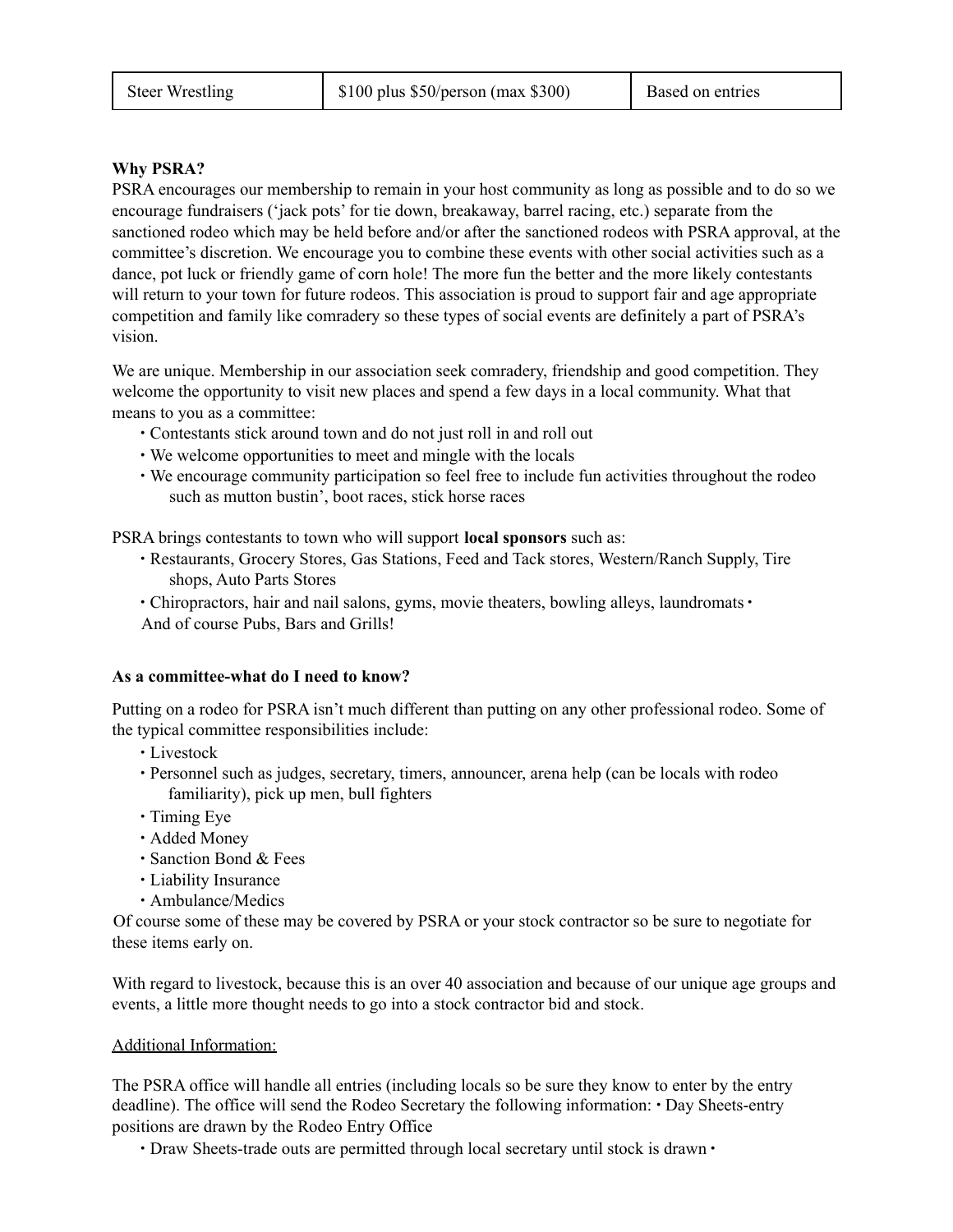| Steer Wrestling | $100 plus $50/person (max $300) | Based on entries |
|---|---|---|

**Why PSRA?**

PSRA encourages our membership to remain in your host community as long as possible and to do so we encourage fundraisers ('jack pots' for tie down, breakaway, barrel racing, etc.) separate from the sanctioned rodeo which may be held before and/or after the sanctioned rodeos with PSRA approval, at the committee's discretion. We encourage you to combine these events with other social activities such as a dance, pot luck or friendly game of corn hole! The more fun the better and the more likely contestants will return to your town for future rodeos. This association is proud to support fair and age appropriate competition and family like comradery so these types of social events are definitely a part of PSRA's vision.

We are unique. Membership in our association seek comradery, friendship and good competition. They welcome the opportunity to visit new places and spend a few days in a local community. What that means to you as a committee:

- Contestants stick around town and do not just roll in and roll out
- We welcome opportunities to meet and mingle with the locals
- We encourage community participation so feel free to include fun activities throughout the rodeo such as mutton bustin', boot races, stick horse races

PSRA brings contestants to town who will support **local sponsors** such as:

- Restaurants, Grocery Stores, Gas Stations, Feed and Tack stores, Western/Ranch Supply, Tire shops, Auto Parts Stores
- Chiropractors, hair and nail salons, gyms, movie theaters, bowling alleys, laundromats • And of course Pubs, Bars and Grills!

**As a committee-what do I need to know?**

Putting on a rodeo for PSRA isn't much different than putting on any other professional rodeo. Some of the typical committee responsibilities include:

- Livestock
- Personnel such as judges, secretary, timers, announcer, arena help (can be locals with rodeo familiarity), pick up men, bull fighters
- Timing Eye
- Added Money
- Sanction Bond & Fees
- Liability Insurance
- Ambulance/Medics

Of course some of these may be covered by PSRA or your stock contractor so be sure to negotiate for these items early on.

With regard to livestock, because this is an over 40 association and because of our unique age groups and events, a little more thought needs to go into a stock contractor bid and stock.

<u>Additional Information:</u>

The PSRA office will handle all entries (including locals so be sure they know to enter by the entry deadline). The office will send the Rodeo Secretary the following information: • Day Sheets-entry positions are drawn by the Rodeo Entry Office

- Draw Sheets-trade outs are permitted through local secretary until stock is drawn •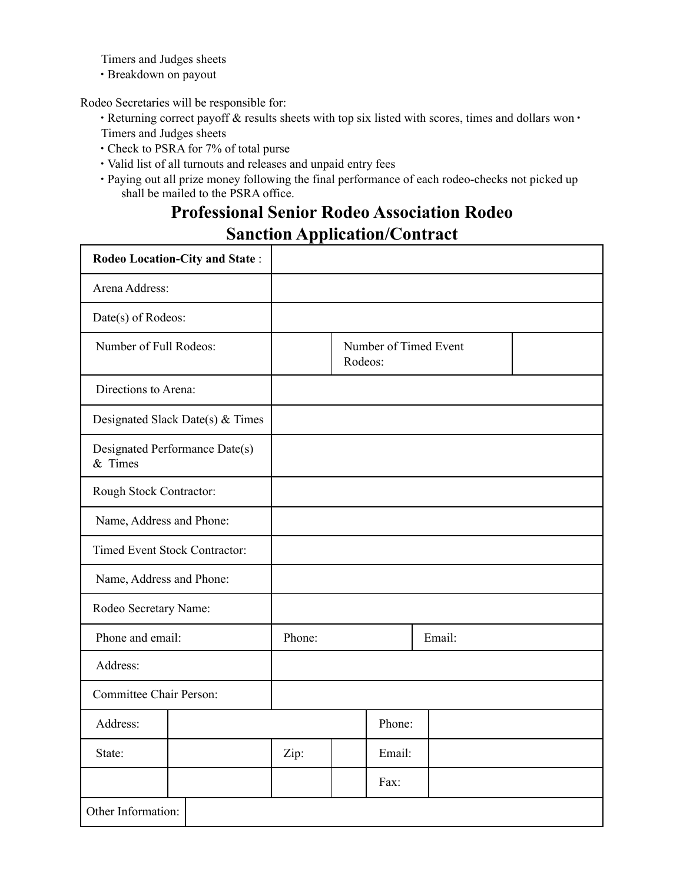Timers and Judges sheets
- Breakdown on payout

Rodeo Secretaries will be responsible for:

- Returning correct payoff & results sheets with top six listed with scores, times and dollars won • Timers and Judges sheets
- Check to PSRA for 7% of total purse
- Valid list of all turnouts and releases and unpaid entry fees
- Paying out all prize money following the final performance of each rodeo-checks not picked up shall be mailed to the PSRA office.

## Professional Senior Rodeo Association Rodeo Sanction Application/Contract

| **Rodeo Location-City and State** : | | | | | |
|---|---|---|---|---|---|
| Arena Address: | | | | | |
| Date(s) of Rodeos: | | | | | |
| Number of Full Rodeos: | | | Number of Timed Event Rodeos: | | |
| Directions to Arena: | | | | | |
| Designated Slack Date(s) & Times | | | | | |
| Designated Performance Date(s) & Times | | | | | |
| Rough Stock Contractor: | | | | | |
| Name, Address and Phone: | | | | | |
| Timed Event Stock Contractor: | | | | | |
| Name, Address and Phone: | | | | | |
| Rodeo Secretary Name: | | | | | |
| Phone and email: | Phone: | | | Email: | |
| Address: | | | | | |
| Committee Chair Person: | | | | | |
| Address: | | | | Phone: | |
| State: | | Zip: | | Email: | |
| | | | | Fax: | |
| Other Information: | | | | | |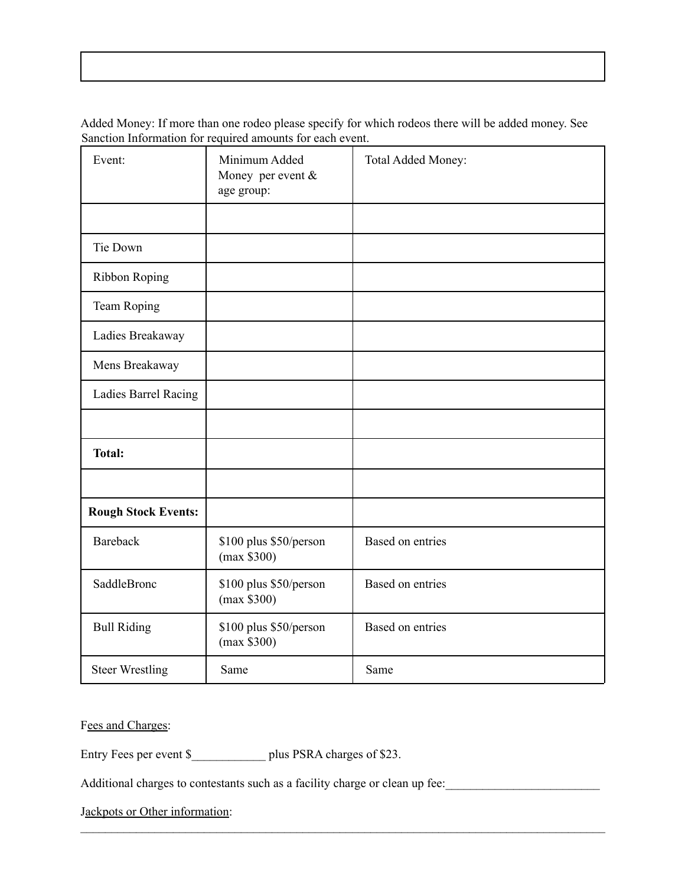Added Money: If more than one rodeo please specify for which rodeos there will be added money. See Sanction Information for required amounts for each event.

| Event: | Minimum Added Money per event & age group: | Total Added Money: |
|---|---|---|
| | | |
| Tie Down | | |
| Ribbon Roping | | |
| Team Roping | | |
| Ladies Breakaway | | |
| Mens Breakaway | | |
| Ladies Barrel Racing | | |
| | | |
| **Total:** | | |
| | | |
| **Rough Stock Events:** | | |
| Bareback | $100 plus $50/person (max $300) | Based on entries |
| SaddleBronc | $100 plus $50/person (max $300) | Based on entries |
| Bull Riding | $100 plus $50/person (max $300) | Based on entries |
| Steer Wrestling | Same | Same |

Fees and Charges:

Entry Fees per event $____________ plus PSRA charges of $23.

Additional charges to contestants such as a facility charge or clean up fee:_________________________

Jackpots or Other information:
_________________________________________________________________________________________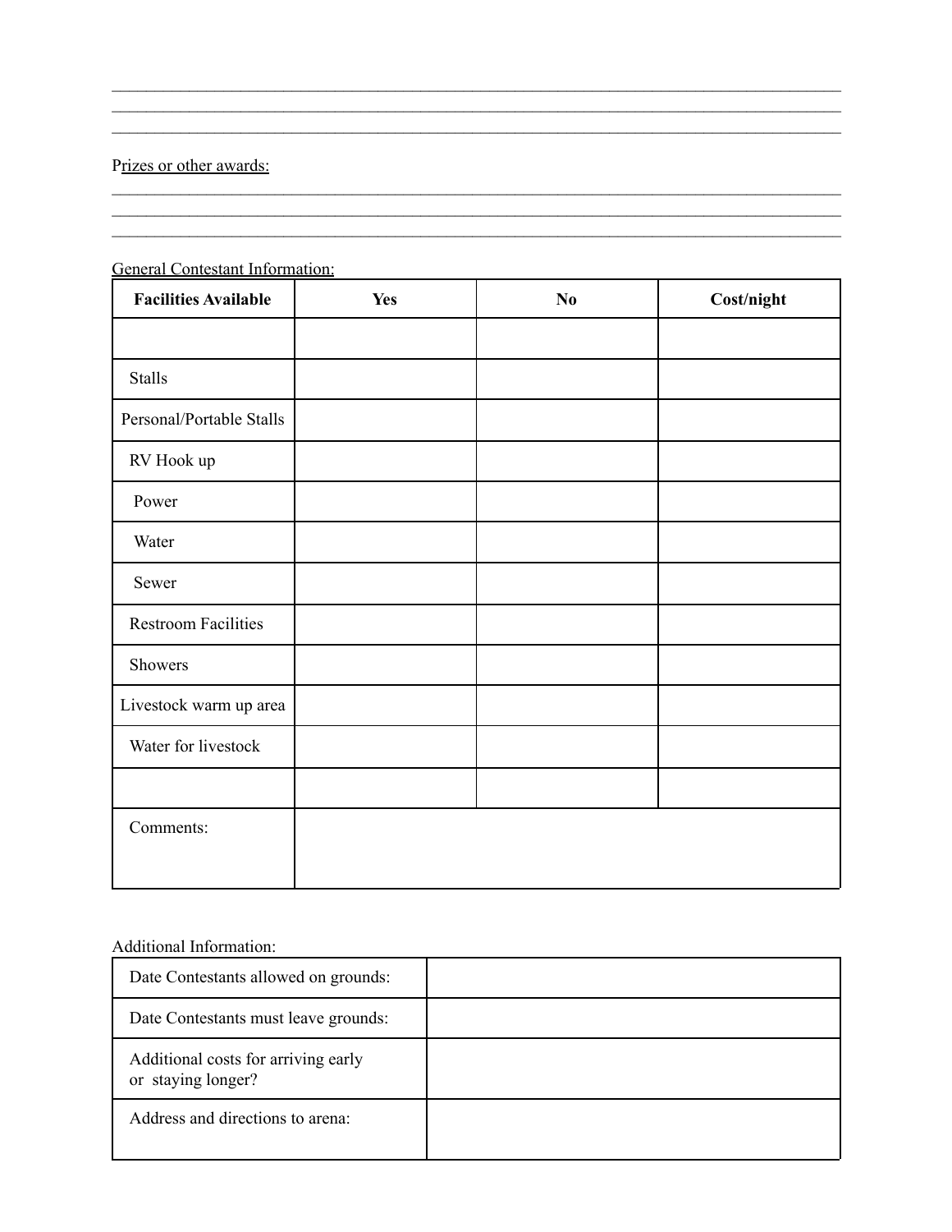___________________________________________________________________________
___________________________________________________________________________
___________________________________________________________________________

Prizes or other awards:

___________________________________________________________________________
___________________________________________________________________________
___________________________________________________________________________

General Contestant Information:

| Facilities Available | Yes | No | Cost/night |
|---|---|---|---|
| | | | |
| Stalls | | | |
| Personal/Portable Stalls | | | |
| RV Hook up | | | |
| Power | | | |
| Water | | | |
| Sewer | | | |
| Restroom Facilities | | | |
| Showers | | | |
| Livestock warm up area | | | |
| Water for livestock | | | |
| | | | |
| Comments: | | | |

Additional Information:

| | |
|---|---|
| Date Contestants allowed on grounds: | |
| Date Contestants must leave grounds: | |
| Additional costs for arriving early or staying longer? | |
| Address and directions to arena: | |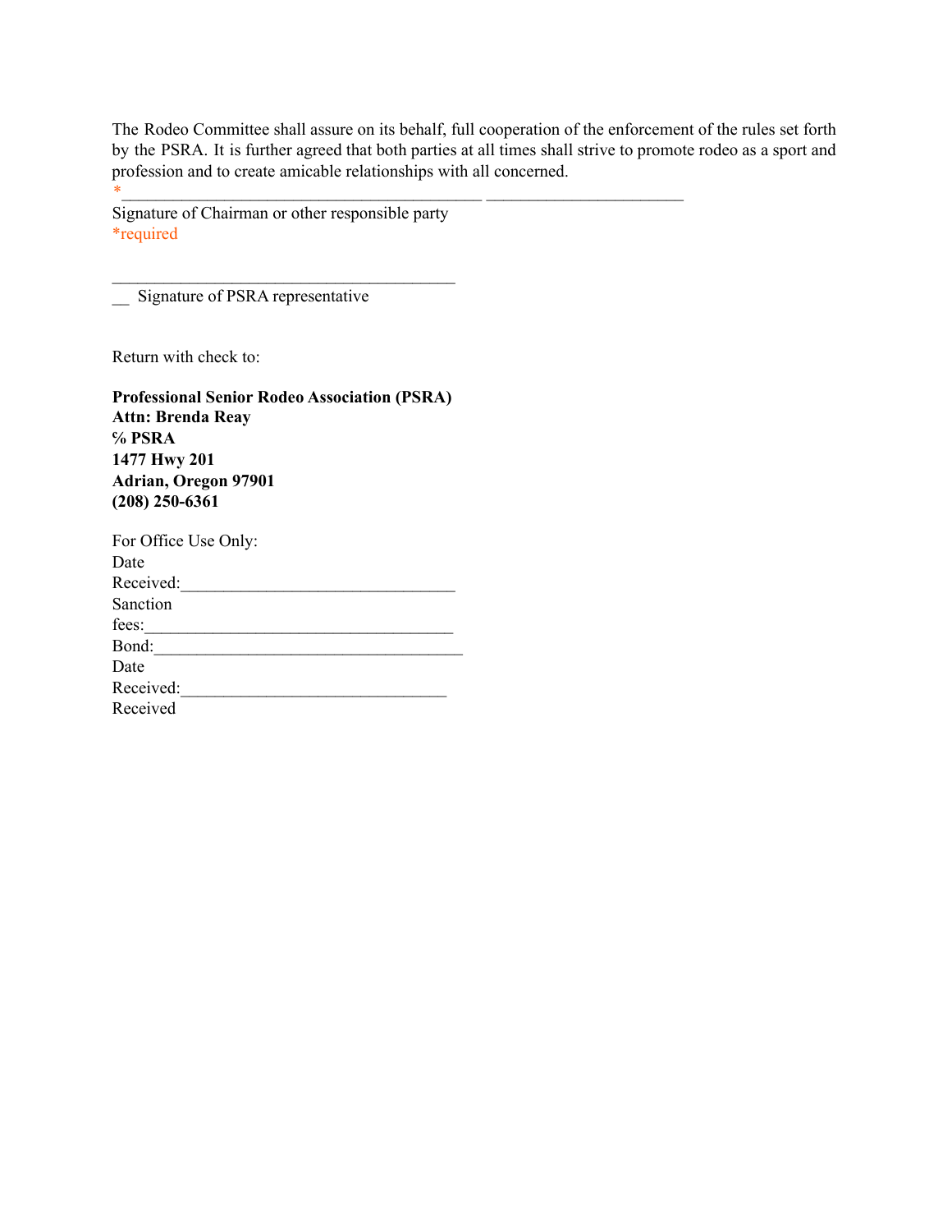The Rodeo Committee shall assure on its behalf, full cooperation of the enforcement of the rules set forth by the PSRA. It is further agreed that both parties at all times shall strive to promote rodeo as a sport and profession and to create amicable relationships with all concerned.

*__________________________________________ _______________________

Signature of Chairman or other responsible party

*required

__________________________________________

__ Signature of PSRA representative

Return with check to:

**Professional Senior Rodeo Association (PSRA)**
**Attn: Brenda Reay**
**% PSRA**
**1477 Hwy 201**
**Adrian, Oregon 97901**
**(208) 250-6361**

For Office Use Only:

Date Received:________________________________

Sanction fees:____________________________________

Bond:____________________________________

Date Received:_______________________________

Received